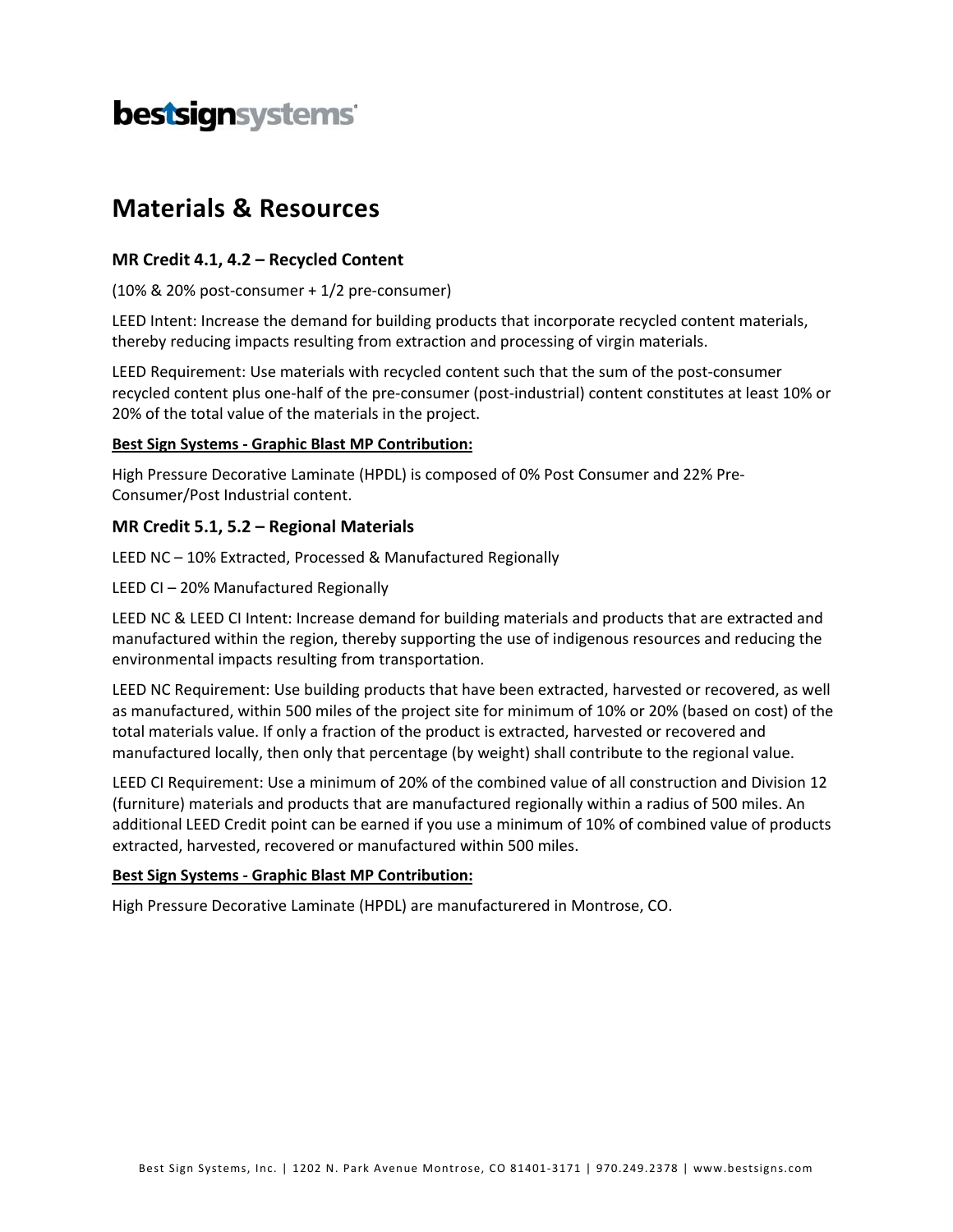**bestsignsystems**

# Materials & Resources

### MR Credit 4.1, 4.2 – Recycled Content

(10% & 20% post-consumer + 1/2 pre-consumer)

LEED Intent: Increase the demand for building products that incorporate recycled content materials, thereby reducing impacts resulting from extraction and processing of virgin materials.

LEED Requirement: Use materials with recycled content such that the sum of the post-consumer recycled content plus one-half of the pre-consumer (post-industrial) content constitutes at least 10% or 20% of the total value of the materials in the project.

**Best Sign Systems - Graphic Blast MP Contribution:**

High Pressure Decorative Laminate (HPDL) is composed of 0% Post Consumer and 22% Pre-Consumer/Post Industrial content.

### MR Credit 5.1, 5.2 – Regional Materials

LEED NC – 10% Extracted, Processed & Manufactured Regionally

LEED CI – 20% Manufactured Regionally

LEED NC & LEED CI Intent: Increase demand for building materials and products that are extracted and manufactured within the region, thereby supporting the use of indigenous resources and reducing the environmental impacts resulting from transportation.

LEED NC Requirement: Use building products that have been extracted, harvested or recovered, as well as manufactured, within 500 miles of the project site for minimum of 10% or 20% (based on cost) of the total materials value. If only a fraction of the product is extracted, harvested or recovered and manufactured locally, then only that percentage (by weight) shall contribute to the regional value.

LEED CI Requirement: Use a minimum of 20% of the combined value of all construction and Division 12 (furniture) materials and products that are manufactured regionally within a radius of 500 miles. An additional LEED Credit point can be earned if you use a minimum of 10% of combined value of products extracted, harvested, recovered or manufactured within 500 miles.

**Best Sign Systems - Graphic Blast MP Contribution:**

High Pressure Decorative Laminate (HPDL) are manufacturered in Montrose, CO.

Best Sign Systems, Inc. | 1202 N. Park Avenue Montrose, CO 81401-3171 | 970.249.2378 | www.bestsigns.com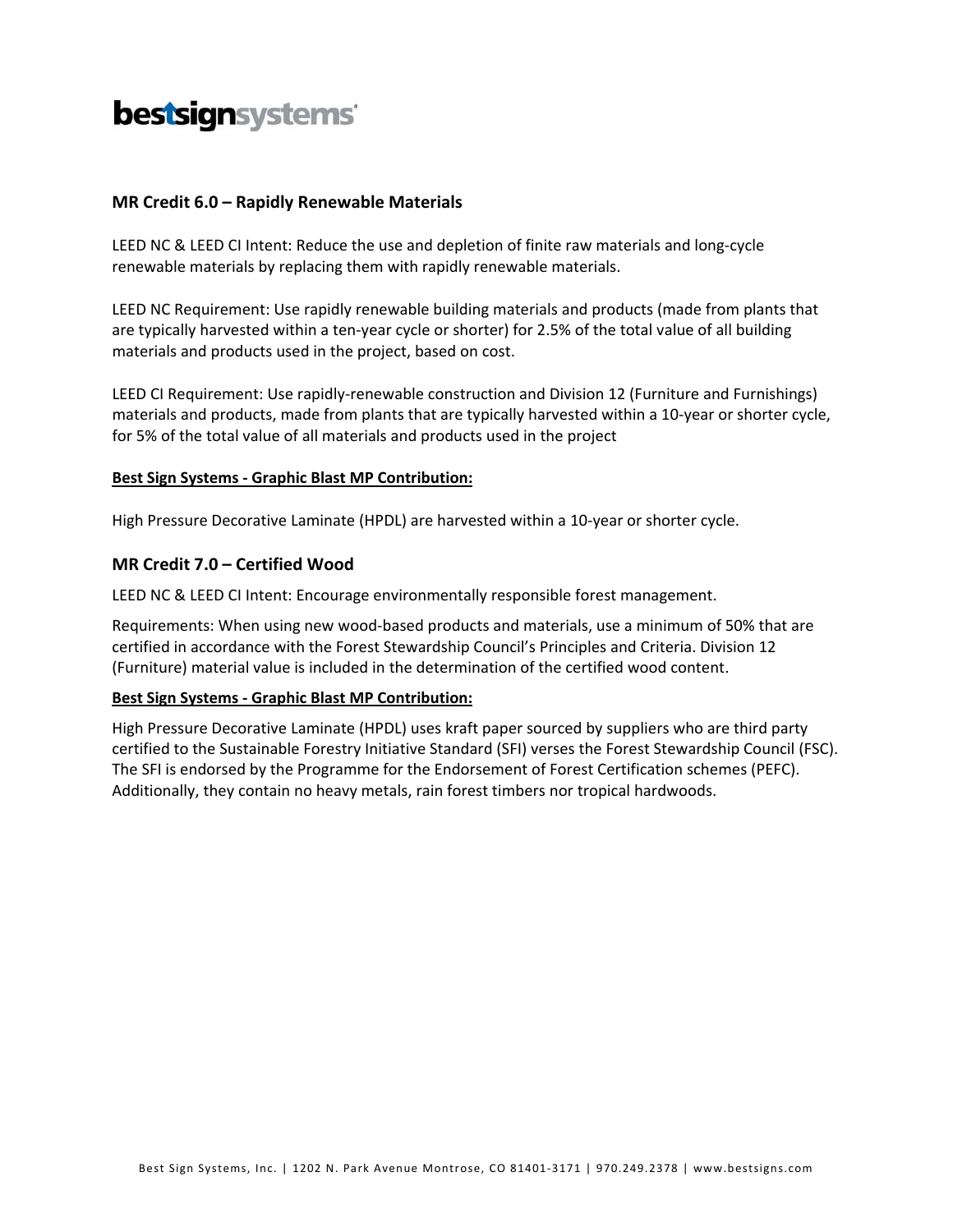## MR Credit 6.0 – Rapidly Renewable Materials

LEED NC & LEED CI Intent: Reduce the use and depletion of finite raw materials and long-cycle renewable materials by replacing them with rapidly renewable materials.

LEED NC Requirement: Use rapidly renewable building materials and products (made from plants that are typically harvested within a ten-year cycle or shorter) for 2.5% of the total value of all building materials and products used in the project, based on cost.

LEED CI Requirement: Use rapidly-renewable construction and Division 12 (Furniture and Furnishings) materials and products, made from plants that are typically harvested within a 10-year or shorter cycle, for 5% of the total value of all materials and products used in the project

**Best Sign Systems - Graphic Blast MP Contribution:**

High Pressure Decorative Laminate (HPDL) are harvested within a 10-year or shorter cycle.

## MR Credit 7.0 – Certified Wood

LEED NC & LEED CI Intent: Encourage environmentally responsible forest management.

Requirements: When using new wood-based products and materials, use a minimum of 50% that are certified in accordance with the Forest Stewardship Council's Principles and Criteria. Division 12 (Furniture) material value is included in the determination of the certified wood content.

**Best Sign Systems - Graphic Blast MP Contribution:**

High Pressure Decorative Laminate (HPDL) uses kraft paper sourced by suppliers who are third party certified to the Sustainable Forestry Initiative Standard (SFI) verses the Forest Stewardship Council (FSC). The SFI is endorsed by the Programme for the Endorsement of Forest Certification schemes (PEFC). Additionally, they contain no heavy metals, rain forest timbers nor tropical hardwoods.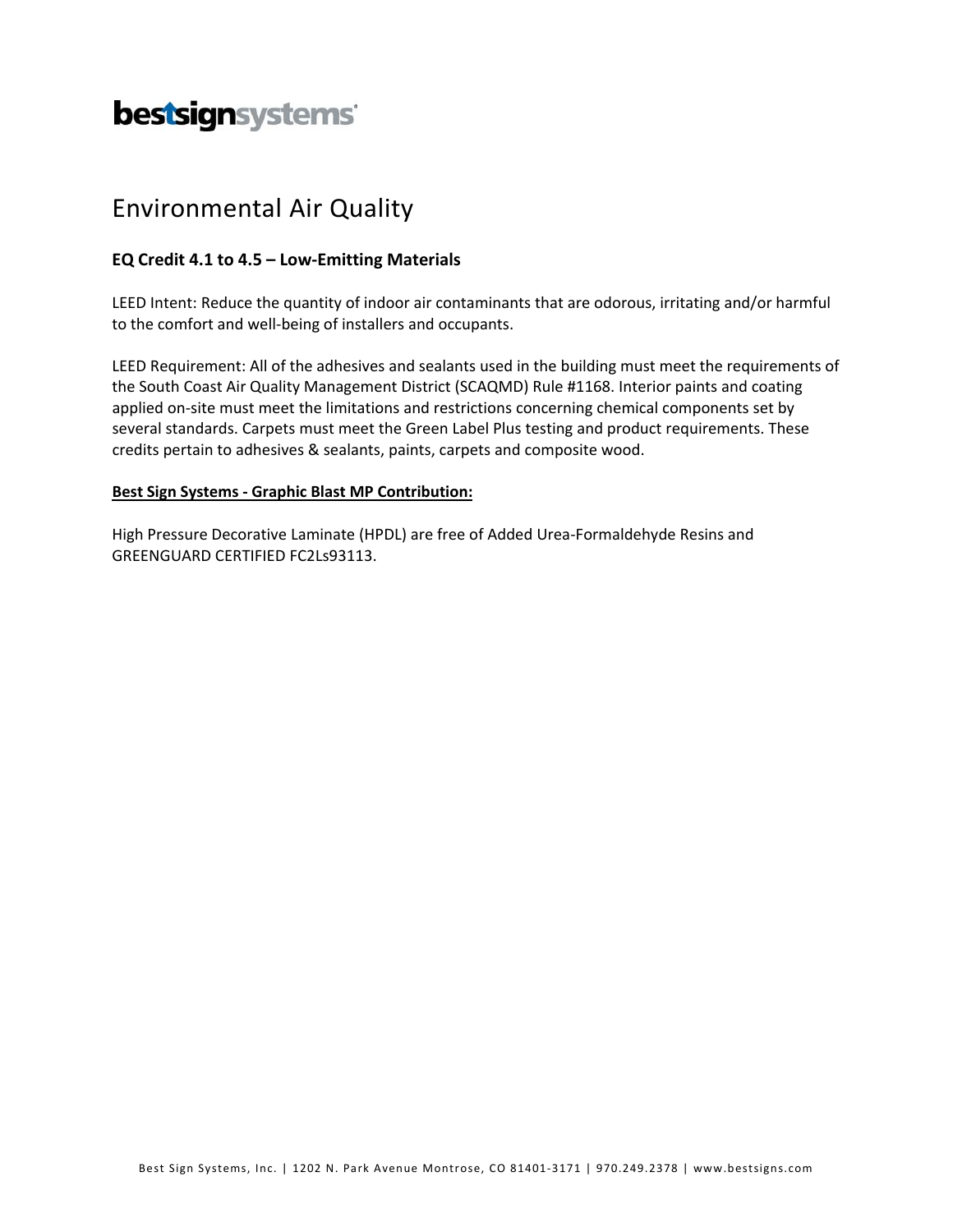# Environmental Air Quality

**EQ Credit 4.1 to 4.5 – Low-Emitting Materials**

LEED Intent: Reduce the quantity of indoor air contaminants that are odorous, irritating and/or harmful to the comfort and well-being of installers and occupants.

LEED Requirement: All of the adhesives and sealants used in the building must meet the requirements of the South Coast Air Quality Management District (SCAQMD) Rule #1168. Interior paints and coating applied on-site must meet the limitations and restrictions concerning chemical components set by several standards. Carpets must meet the Green Label Plus testing and product requirements. These credits pertain to adhesives & sealants, paints, carpets and composite wood.

**<u>Best Sign Systems - Graphic Blast MP Contribution:</u>**

High Pressure Decorative Laminate (HPDL) are free of Added Urea-Formaldehyde Resins and GREENGUARD CERTIFIED FC2Ls93113.